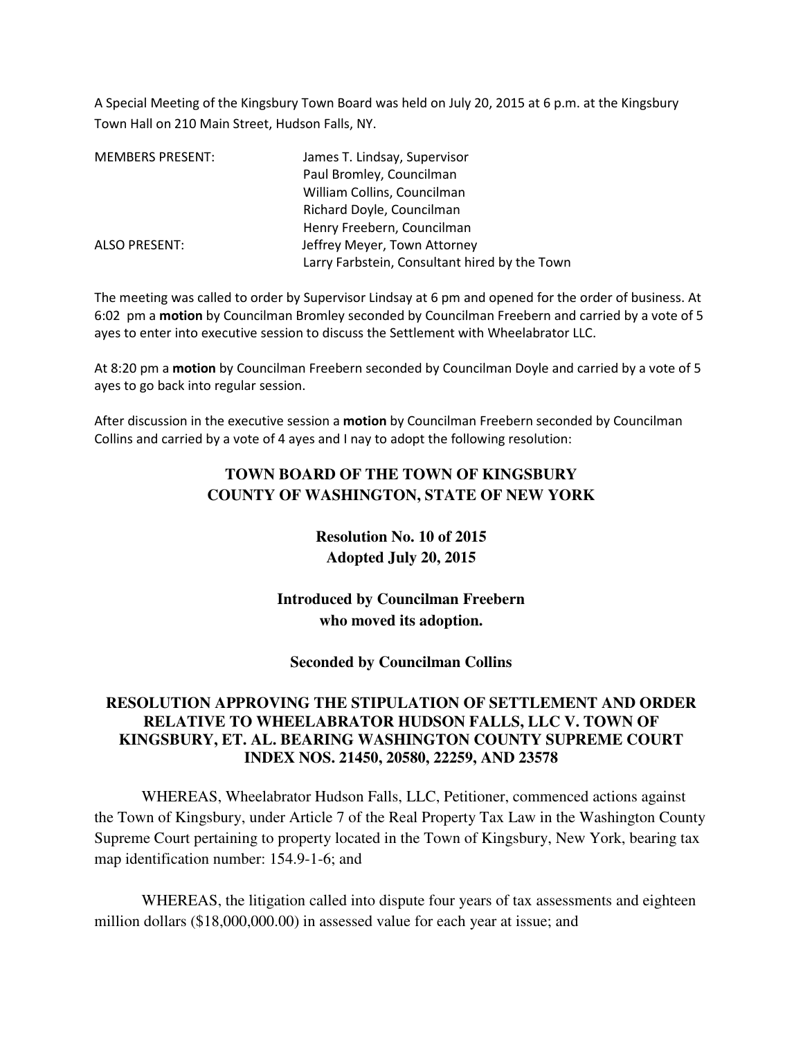A Special Meeting of the Kingsbury Town Board was held on July 20, 2015 at 6 p.m. at the Kingsbury Town Hall on 210 Main Street, Hudson Falls, NY.

| | |
|---|---|
| MEMBERS PRESENT: | James T. Lindsay, Supervisor |
| | Paul Bromley, Councilman |
| | William Collins, Councilman |
| | Richard Doyle, Councilman |
| | Henry Freebern, Councilman |
| ALSO PRESENT: | Jeffrey Meyer, Town Attorney |
| | Larry Farbstein, Consultant hired by the Town |

The meeting was called to order by Supervisor Lindsay at 6 pm and opened for the order of business. At 6:02 pm a **motion** by Councilman Bromley seconded by Councilman Freebern and carried by a vote of 5 ayes to enter into executive session to discuss the Settlement with Wheelabrator LLC.

At 8:20 pm a **motion** by Councilman Freebern seconded by Councilman Doyle and carried by a vote of 5 ayes to go back into regular session.

After discussion in the executive session a **motion** by Councilman Freebern seconded by Councilman Collins and carried by a vote of 4 ayes and I nay to adopt the following resolution:

**TOWN BOARD OF THE TOWN OF KINGSBURY**
**COUNTY OF WASHINGTON, STATE OF NEW YORK**

**Resolution No. 10 of 2015**
**Adopted July 20, 2015**

**Introduced by Councilman Freebern**
**who moved its adoption.**

**Seconded by Councilman Collins**

**RESOLUTION APPROVING THE STIPULATION OF SETTLEMENT AND ORDER RELATIVE TO WHEELABRATOR HUDSON FALLS, LLC V. TOWN OF KINGSBURY, ET. AL. BEARING WASHINGTON COUNTY SUPREME COURT INDEX NOS. 21450, 20580, 22259, AND 23578**

WHEREAS, Wheelabrator Hudson Falls, LLC, Petitioner, commenced actions against the Town of Kingsbury, under Article 7 of the Real Property Tax Law in the Washington County Supreme Court pertaining to property located in the Town of Kingsbury, New York, bearing tax map identification number: 154.9-1-6; and

WHEREAS, the litigation called into dispute four years of tax assessments and eighteen million dollars ($18,000,000.00) in assessed value for each year at issue; and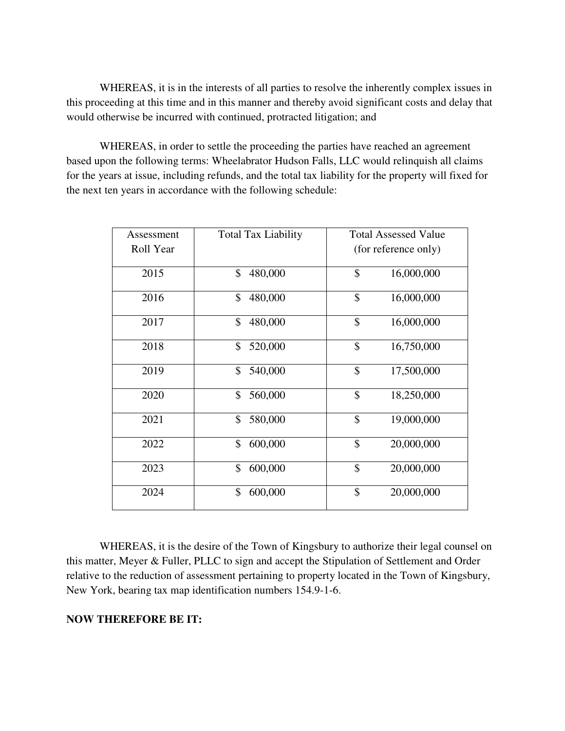WHEREAS, it is in the interests of all parties to resolve the inherently complex issues in this proceeding at this time and in this manner and thereby avoid significant costs and delay that would otherwise be incurred with continued, protracted litigation; and

WHEREAS, in order to settle the proceeding the parties have reached an agreement based upon the following terms: Wheelabrator Hudson Falls, LLC would relinquish all claims for the years at issue, including refunds, and the total tax liability for the property will fixed for the next ten years in accordance with the following schedule:

| Assessment Roll Year | Total Tax Liability | Total Assessed Value (for reference only) |
|---|---|---|
| 2015 | $ 480,000 | $ 16,000,000 |
| 2016 | $ 480,000 | $ 16,000,000 |
| 2017 | $ 480,000 | $ 16,000,000 |
| 2018 | $ 520,000 | $ 16,750,000 |
| 2019 | $ 540,000 | $ 17,500,000 |
| 2020 | $ 560,000 | $ 18,250,000 |
| 2021 | $ 580,000 | $ 19,000,000 |
| 2022 | $ 600,000 | $ 20,000,000 |
| 2023 | $ 600,000 | $ 20,000,000 |
| 2024 | $ 600,000 | $ 20,000,000 |

WHEREAS, it is the desire of the Town of Kingsbury to authorize their legal counsel on this matter, Meyer & Fuller, PLLC to sign and accept the Stipulation of Settlement and Order relative to the reduction of assessment pertaining to property located in the Town of Kingsbury, New York, bearing tax map identification numbers 154.9-1-6.

**NOW THEREFORE BE IT:**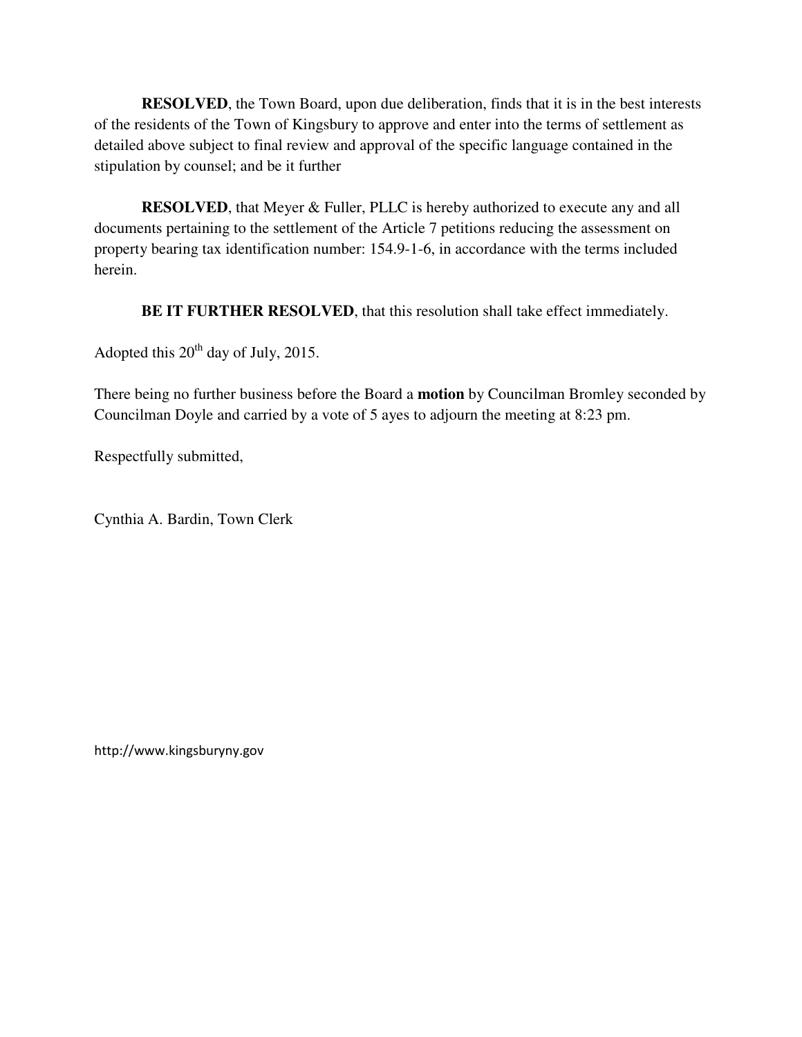**RESOLVED**, the Town Board, upon due deliberation, finds that it is in the best interests of the residents of the Town of Kingsbury to approve and enter into the terms of settlement as detailed above subject to final review and approval of the specific language contained in the stipulation by counsel; and be it further

**RESOLVED**, that Meyer & Fuller, PLLC is hereby authorized to execute any and all documents pertaining to the settlement of the Article 7 petitions reducing the assessment on property bearing tax identification number: 154.9-1-6, in accordance with the terms included herein.

**BE IT FURTHER RESOLVED**, that this resolution shall take effect immediately.

Adopted this 20th day of July, 2015.

There being no further business before the Board a **motion** by Councilman Bromley seconded by Councilman Doyle and carried by a vote of 5 ayes to adjourn the meeting at 8:23 pm.

Respectfully submitted,

Cynthia A. Bardin, Town Clerk

http://www.kingsburyny.gov